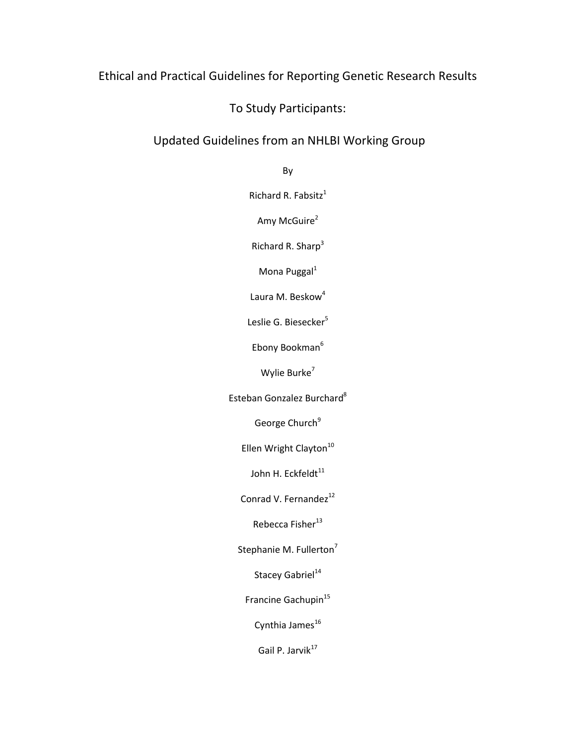# Ethical and Practical Guidelines for Reporting Genetic Research Results To Study Participants: Updated Guidelines from an NHLBI Working Group

By

Richard R. Fabsitz[1]

Amy McGuire[2]

Richard R. Sharp[3]

Mona Puggal[1]

Laura M. Beskow[4]

Leslie G. Biesecker[5]

Ebony Bookman[6]

Wylie Burke[7]

Esteban Gonzalez Burchard[8]

George Church[9]

Ellen Wright Clayton[10]

John H. Eckfeldt[11]

Conrad V. Fernandez[12]

Rebecca Fisher[13]

Stephanie M. Fullerton[7]

Stacey Gabriel[14]

Francine Gachupin[15]

Cynthia James[16]

Gail P. Jarvik[17]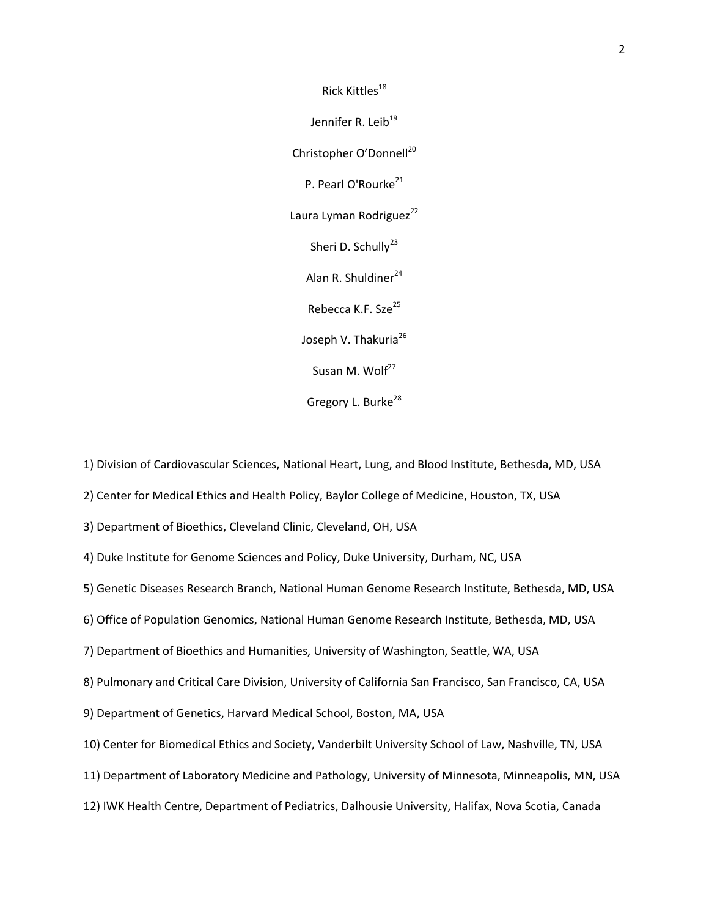Rick Kittles[18]

Jennifer R. Leib[19]

Christopher O'Donnell[20]

P. Pearl O'Rourke[21]

Laura Lyman Rodriguez[22]

Sheri D. Schully[23]

Alan R. Shuldiner[24]

Rebecca K.F. Sze[25]

Joseph V. Thakuria[26]

Susan M. Wolf[27]

Gregory L. Burke[28]

1) Division of Cardiovascular Sciences, National Heart, Lung, and Blood Institute, Bethesda, MD, USA

2) Center for Medical Ethics and Health Policy, Baylor College of Medicine, Houston, TX, USA

3) Department of Bioethics, Cleveland Clinic, Cleveland, OH, USA

4) Duke Institute for Genome Sciences and Policy, Duke University, Durham, NC, USA

5) Genetic Diseases Research Branch, National Human Genome Research Institute, Bethesda, MD, USA

6) Office of Population Genomics, National Human Genome Research Institute, Bethesda, MD, USA

7) Department of Bioethics and Humanities, University of Washington, Seattle, WA, USA

8) Pulmonary and Critical Care Division, University of California San Francisco, San Francisco, CA, USA

9) Department of Genetics, Harvard Medical School, Boston, MA, USA

10) Center for Biomedical Ethics and Society, Vanderbilt University School of Law, Nashville, TN, USA

11) Department of Laboratory Medicine and Pathology, University of Minnesota, Minneapolis, MN, USA

12) IWK Health Centre, Department of Pediatrics, Dalhousie University, Halifax, Nova Scotia, Canada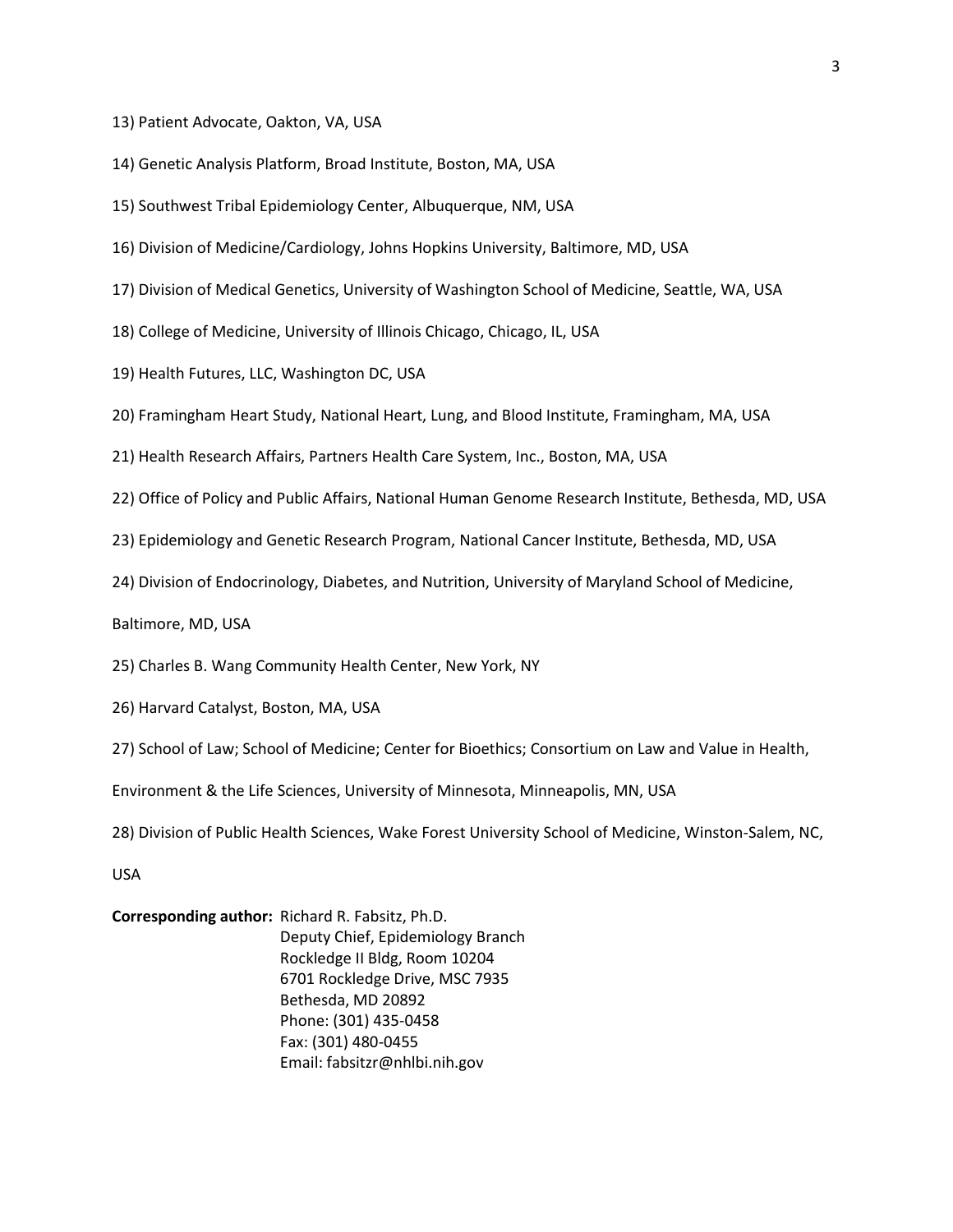13) Patient Advocate, Oakton, VA, USA

14) Genetic Analysis Platform, Broad Institute, Boston, MA, USA

15) Southwest Tribal Epidemiology Center, Albuquerque, NM, USA

16) Division of Medicine/Cardiology, Johns Hopkins University, Baltimore, MD, USA

17) Division of Medical Genetics, University of Washington School of Medicine, Seattle, WA, USA

18) College of Medicine, University of Illinois Chicago, Chicago, IL, USA

19) Health Futures, LLC, Washington DC, USA

20) Framingham Heart Study, National Heart, Lung, and Blood Institute, Framingham, MA, USA

21) Health Research Affairs, Partners Health Care System, Inc., Boston, MA, USA

22) Office of Policy and Public Affairs, National Human Genome Research Institute, Bethesda, MD, USA

23) Epidemiology and Genetic Research Program, National Cancer Institute, Bethesda, MD, USA

24) Division of Endocrinology, Diabetes, and Nutrition, University of Maryland School of Medicine, Baltimore, MD, USA

25) Charles B. Wang Community Health Center, New York, NY

26) Harvard Catalyst, Boston, MA, USA

27) School of Law; School of Medicine; Center for Bioethics; Consortium on Law and Value in Health, Environment & the Life Sciences, University of Minnesota, Minneapolis, MN, USA

28) Division of Public Health Sciences, Wake Forest University School of Medicine, Winston-Salem, NC, USA

**Corresponding author:** Richard R. Fabsitz, Ph.D.
Deputy Chief, Epidemiology Branch
Rockledge II Bldg, Room 10204
6701 Rockledge Drive, MSC 7935
Bethesda, MD 20892
Phone: (301) 435-0458
Fax: (301) 480-0455
Email: fabsitzr@nhlbi.nih.gov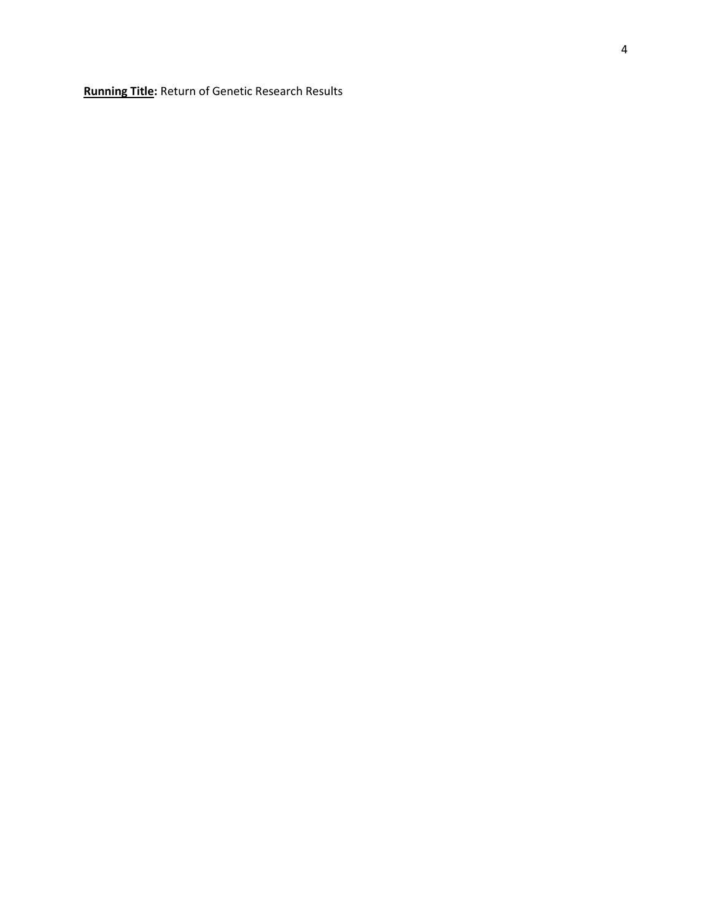**Running Title:** Return of Genetic Research Results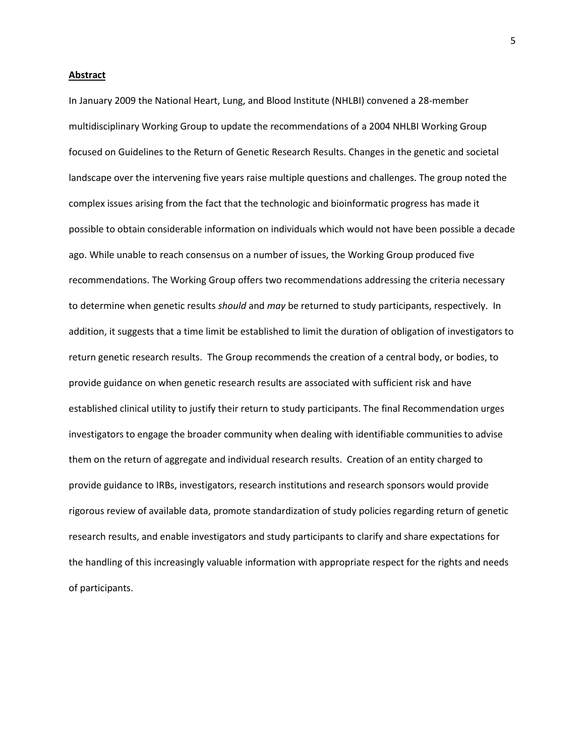## Abstract

In January 2009 the National Heart, Lung, and Blood Institute (NHLBI) convened a 28-member multidisciplinary Working Group to update the recommendations of a 2004 NHLBI Working Group focused on Guidelines to the Return of Genetic Research Results. Changes in the genetic and societal landscape over the intervening five years raise multiple questions and challenges. The group noted the complex issues arising from the fact that the technologic and bioinformatic progress has made it possible to obtain considerable information on individuals which would not have been possible a decade ago. While unable to reach consensus on a number of issues, the Working Group produced five recommendations. The Working Group offers two recommendations addressing the criteria necessary to determine when genetic results *should* and *may* be returned to study participants, respectively. In addition, it suggests that a time limit be established to limit the duration of obligation of investigators to return genetic research results. The Group recommends the creation of a central body, or bodies, to provide guidance on when genetic research results are associated with sufficient risk and have established clinical utility to justify their return to study participants. The final Recommendation urges investigators to engage the broader community when dealing with identifiable communities to advise them on the return of aggregate and individual research results. Creation of an entity charged to provide guidance to IRBs, investigators, research institutions and research sponsors would provide rigorous review of available data, promote standardization of study policies regarding return of genetic research results, and enable investigators and study participants to clarify and share expectations for the handling of this increasingly valuable information with appropriate respect for the rights and needs of participants.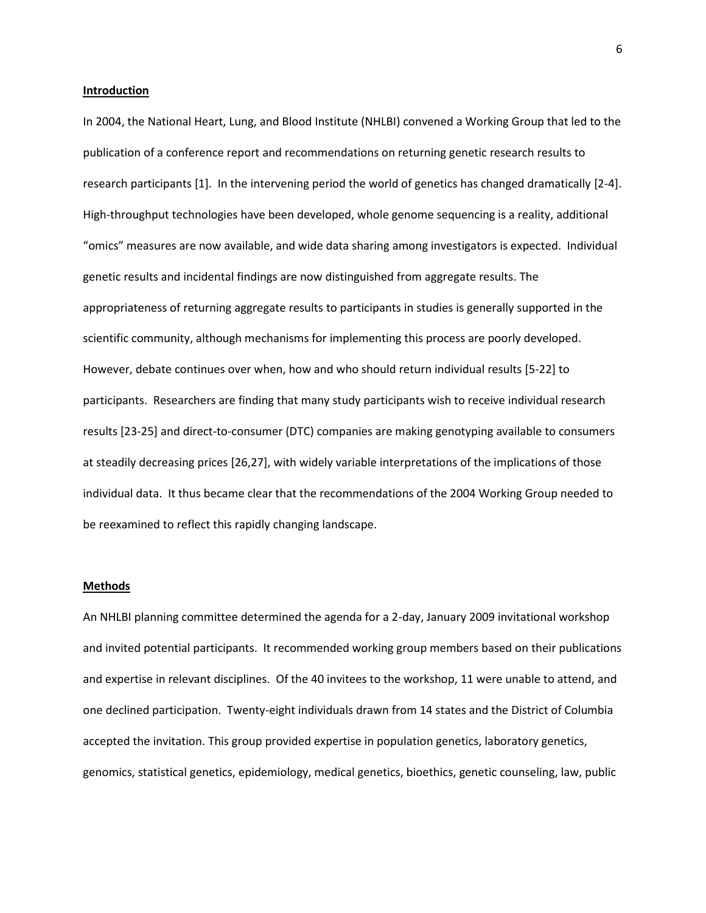## Introduction

In 2004, the National Heart, Lung, and Blood Institute (NHLBI) convened a Working Group that led to the publication of a conference report and recommendations on returning genetic research results to research participants [1]. In the intervening period the world of genetics has changed dramatically [2-4]. High-throughput technologies have been developed, whole genome sequencing is a reality, additional "omics" measures are now available, and wide data sharing among investigators is expected. Individual genetic results and incidental findings are now distinguished from aggregate results. The appropriateness of returning aggregate results to participants in studies is generally supported in the scientific community, although mechanisms for implementing this process are poorly developed. However, debate continues over when, how and who should return individual results [5-22] to participants. Researchers are finding that many study participants wish to receive individual research results [23-25] and direct-to-consumer (DTC) companies are making genotyping available to consumers at steadily decreasing prices [26,27], with widely variable interpretations of the implications of those individual data. It thus became clear that the recommendations of the 2004 Working Group needed to be reexamined to reflect this rapidly changing landscape.

## Methods

An NHLBI planning committee determined the agenda for a 2-day, January 2009 invitational workshop and invited potential participants. It recommended working group members based on their publications and expertise in relevant disciplines. Of the 40 invitees to the workshop, 11 were unable to attend, and one declined participation. Twenty-eight individuals drawn from 14 states and the District of Columbia accepted the invitation. This group provided expertise in population genetics, laboratory genetics, genomics, statistical genetics, epidemiology, medical genetics, bioethics, genetic counseling, law, public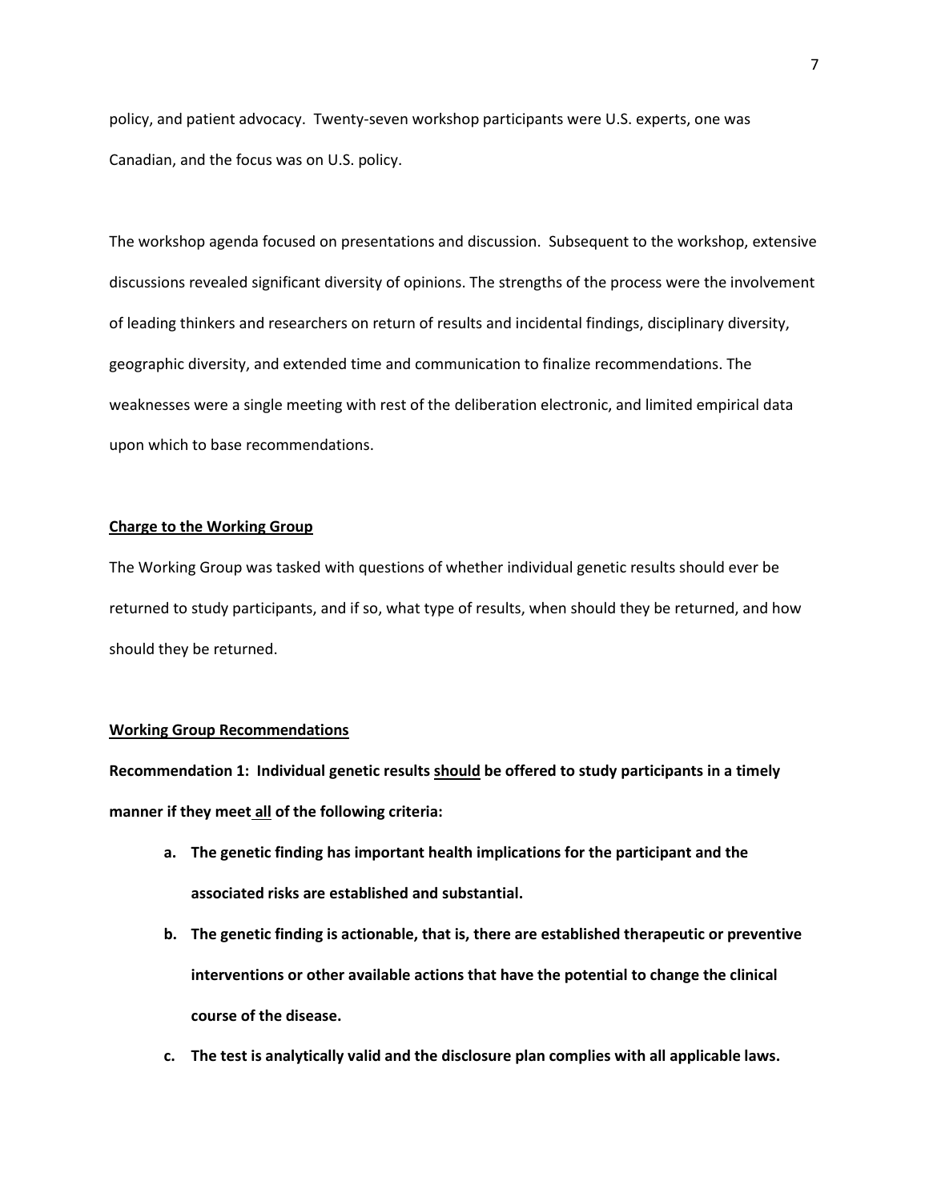policy, and patient advocacy. Twenty-seven workshop participants were U.S. experts, one was Canadian, and the focus was on U.S. policy.

The workshop agenda focused on presentations and discussion. Subsequent to the workshop, extensive discussions revealed significant diversity of opinions. The strengths of the process were the involvement of leading thinkers and researchers on return of results and incidental findings, disciplinary diversity, geographic diversity, and extended time and communication to finalize recommendations. The weaknesses were a single meeting with rest of the deliberation electronic, and limited empirical data upon which to base recommendations.

### <u>Charge to the Working Group</u>

The Working Group was tasked with questions of whether individual genetic results should ever be returned to study participants, and if so, what type of results, when should they be returned, and how should they be returned.

### <u>Working Group Recommendations</u>

**Recommendation 1: Individual genetic results <u>should</u> be offered to study participants in a timely manner if they meet <u>all</u> of the following criteria:**

a. **The genetic finding has important health implications for the participant and the associated risks are established and substantial.**
b. **The genetic finding is actionable, that is, there are established therapeutic or preventive interventions or other available actions that have the potential to change the clinical course of the disease.**
c. **The test is analytically valid and the disclosure plan complies with all applicable laws.**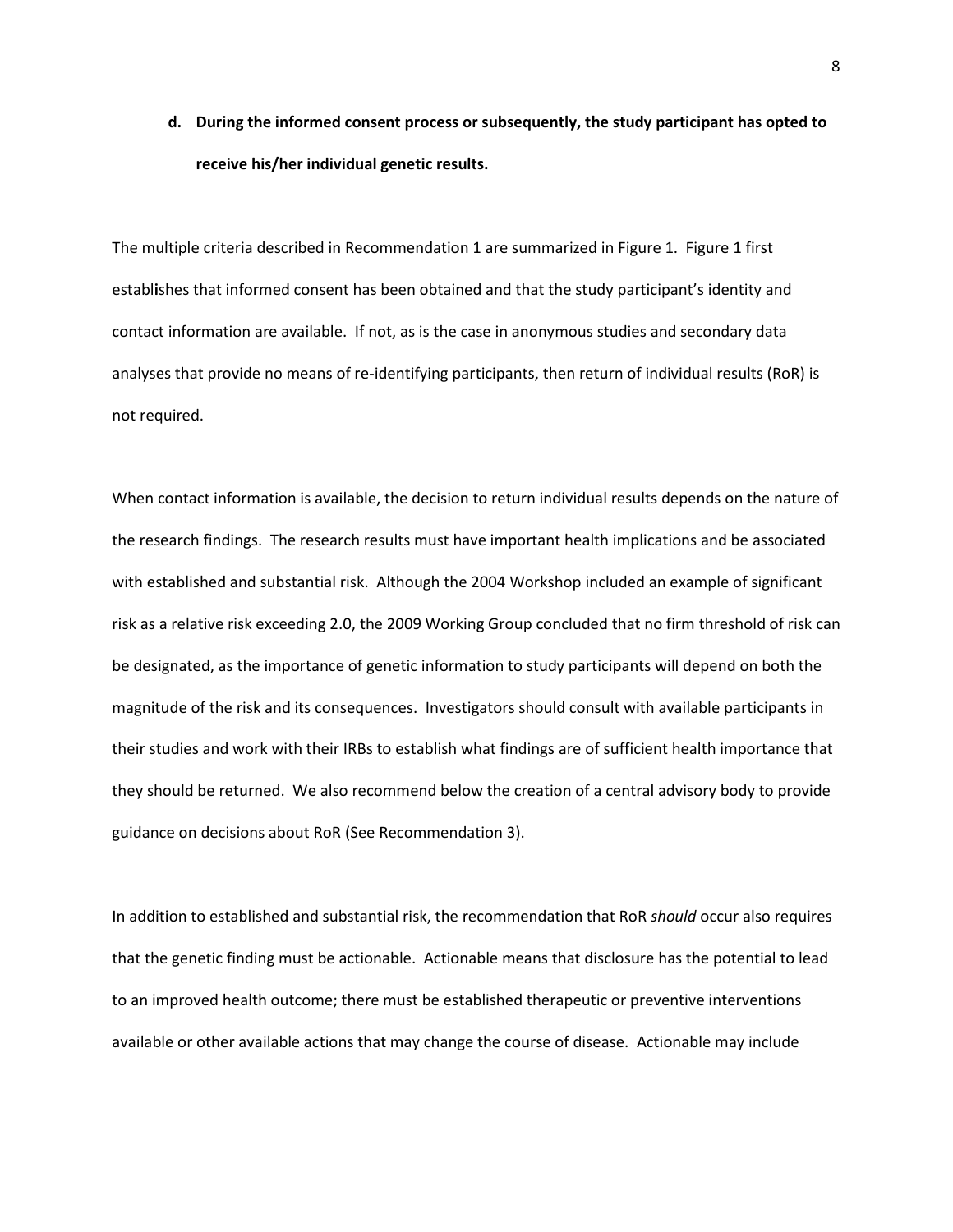**d. During the informed consent process or subsequently, the study participant has opted to receive his/her individual genetic results.**

The multiple criteria described in Recommendation 1 are summarized in Figure 1. Figure 1 first establishes that informed consent has been obtained and that the study participant's identity and contact information are available. If not, as is the case in anonymous studies and secondary data analyses that provide no means of re-identifying participants, then return of individual results (RoR) is not required.

When contact information is available, the decision to return individual results depends on the nature of the research findings. The research results must have important health implications and be associated with established and substantial risk. Although the 2004 Workshop included an example of significant risk as a relative risk exceeding 2.0, the 2009 Working Group concluded that no firm threshold of risk can be designated, as the importance of genetic information to study participants will depend on both the magnitude of the risk and its consequences. Investigators should consult with available participants in their studies and work with their IRBs to establish what findings are of sufficient health importance that they should be returned. We also recommend below the creation of a central advisory body to provide guidance on decisions about RoR (See Recommendation 3).

In addition to established and substantial risk, the recommendation that RoR *should* occur also requires that the genetic finding must be actionable. Actionable means that disclosure has the potential to lead to an improved health outcome; there must be established therapeutic or preventive interventions available or other available actions that may change the course of disease. Actionable may include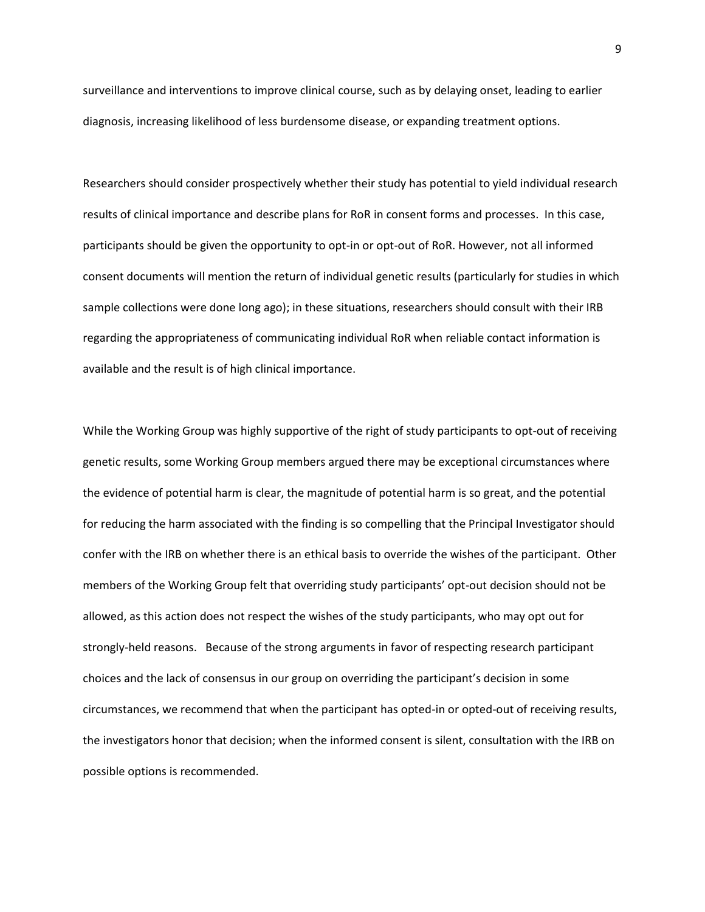surveillance and interventions to improve clinical course, such as by delaying onset, leading to earlier diagnosis, increasing likelihood of less burdensome disease, or expanding treatment options.

Researchers should consider prospectively whether their study has potential to yield individual research results of clinical importance and describe plans for RoR in consent forms and processes. In this case, participants should be given the opportunity to opt-in or opt-out of RoR. However, not all informed consent documents will mention the return of individual genetic results (particularly for studies in which sample collections were done long ago); in these situations, researchers should consult with their IRB regarding the appropriateness of communicating individual RoR when reliable contact information is available and the result is of high clinical importance.

While the Working Group was highly supportive of the right of study participants to opt-out of receiving genetic results, some Working Group members argued there may be exceptional circumstances where the evidence of potential harm is clear, the magnitude of potential harm is so great, and the potential for reducing the harm associated with the finding is so compelling that the Principal Investigator should confer with the IRB on whether there is an ethical basis to override the wishes of the participant. Other members of the Working Group felt that overriding study participants' opt-out decision should not be allowed, as this action does not respect the wishes of the study participants, who may opt out for strongly-held reasons. Because of the strong arguments in favor of respecting research participant choices and the lack of consensus in our group on overriding the participant's decision in some circumstances, we recommend that when the participant has opted-in or opted-out of receiving results, the investigators honor that decision; when the informed consent is silent, consultation with the IRB on possible options is recommended.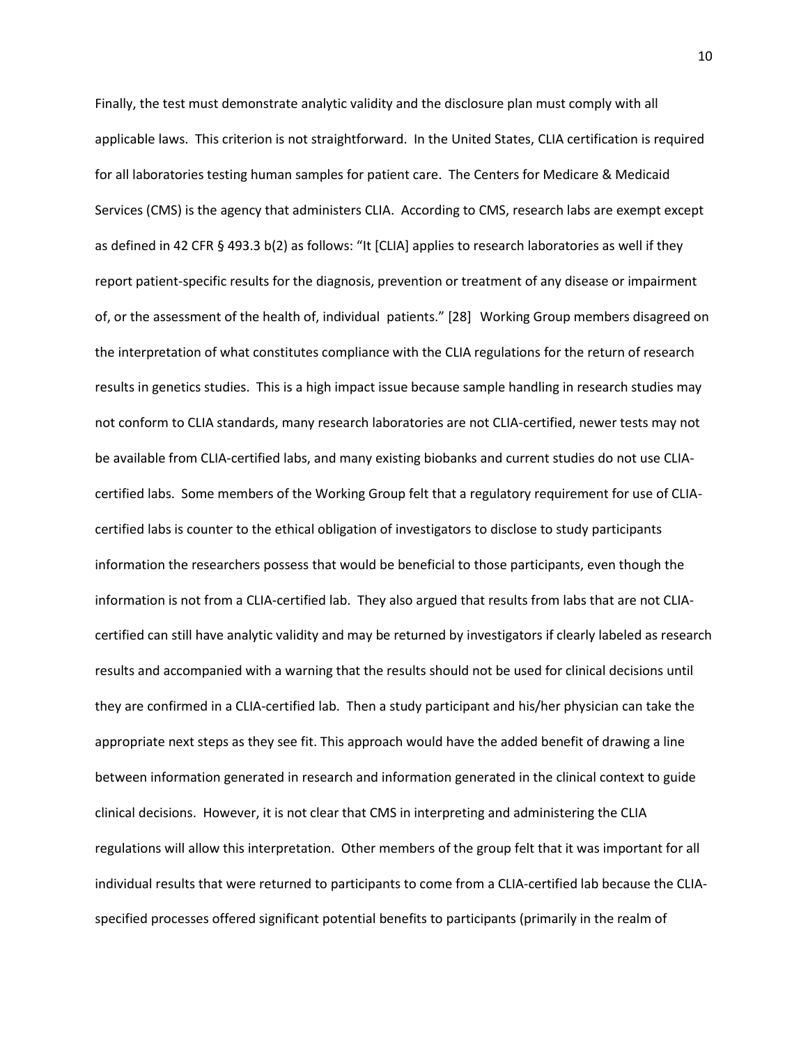Finally, the test must demonstrate analytic validity and the disclosure plan must comply with all applicable laws. This criterion is not straightforward. In the United States, CLIA certification is required for all laboratories testing human samples for patient care. The Centers for Medicare & Medicaid Services (CMS) is the agency that administers CLIA. According to CMS, research labs are exempt except as defined in 42 CFR § 493.3 b(2) as follows: "It [CLIA] applies to research laboratories as well if they report patient-specific results for the diagnosis, prevention or treatment of any disease or impairment of, or the assessment of the health of, individual patients." [28] Working Group members disagreed on the interpretation of what constitutes compliance with the CLIA regulations for the return of research results in genetics studies. This is a high impact issue because sample handling in research studies may not conform to CLIA standards, many research laboratories are not CLIA-certified, newer tests may not be available from CLIA-certified labs, and many existing biobanks and current studies do not use CLIA-certified labs. Some members of the Working Group felt that a regulatory requirement for use of CLIA-certified labs is counter to the ethical obligation of investigators to disclose to study participants information the researchers possess that would be beneficial to those participants, even though the information is not from a CLIA-certified lab. They also argued that results from labs that are not CLIA-certified can still have analytic validity and may be returned by investigators if clearly labeled as research results and accompanied with a warning that the results should not be used for clinical decisions until they are confirmed in a CLIA-certified lab. Then a study participant and his/her physician can take the appropriate next steps as they see fit. This approach would have the added benefit of drawing a line between information generated in research and information generated in the clinical context to guide clinical decisions. However, it is not clear that CMS in interpreting and administering the CLIA regulations will allow this interpretation. Other members of the group felt that it was important for all individual results that were returned to participants to come from a CLIA-certified lab because the CLIA-specified processes offered significant potential benefits to participants (primarily in the realm of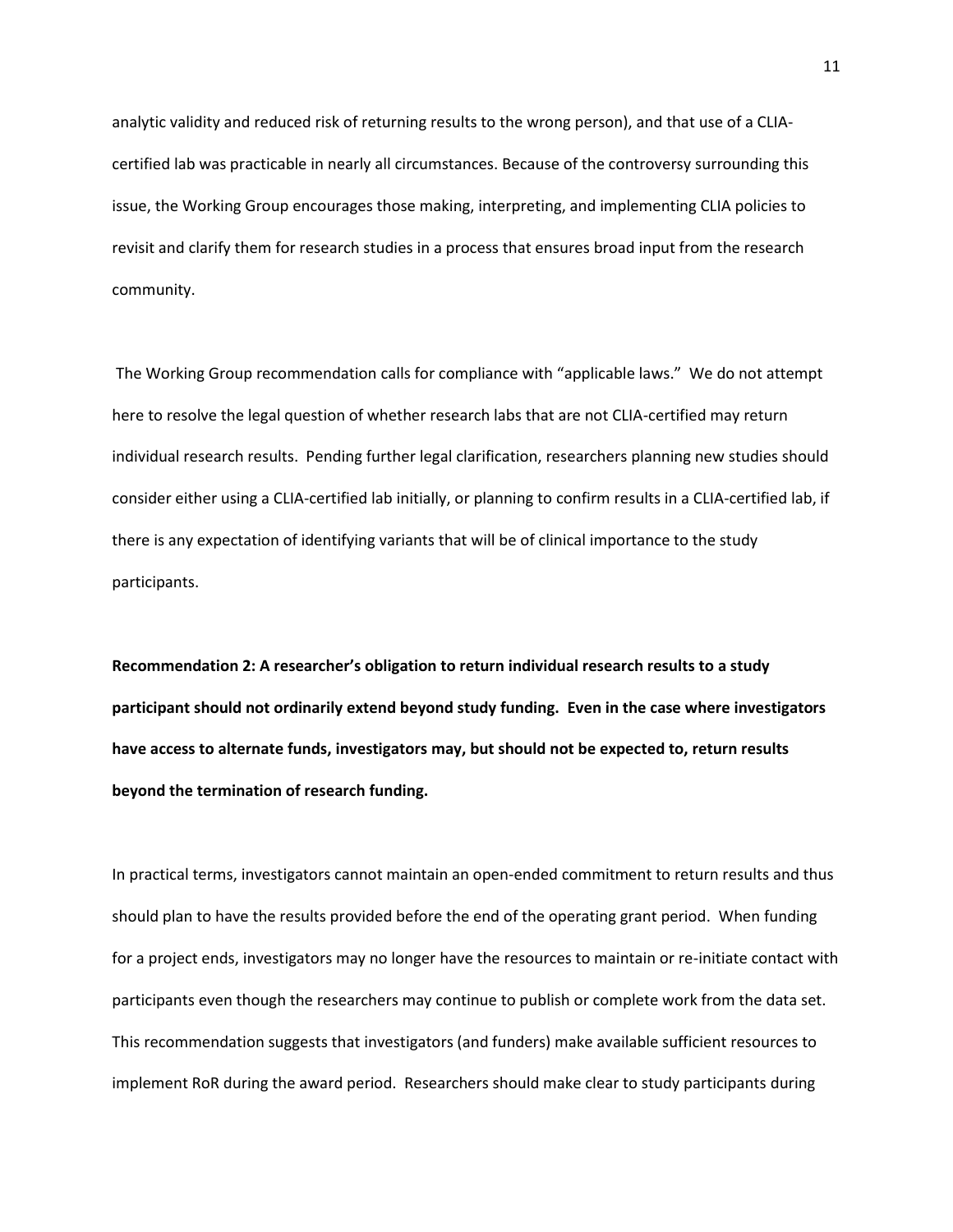analytic validity and reduced risk of returning results to the wrong person), and that use of a CLIA-certified lab was practicable in nearly all circumstances. Because of the controversy surrounding this issue, the Working Group encourages those making, interpreting, and implementing CLIA policies to revisit and clarify them for research studies in a process that ensures broad input from the research community.

The Working Group recommendation calls for compliance with "applicable laws." We do not attempt here to resolve the legal question of whether research labs that are not CLIA-certified may return individual research results. Pending further legal clarification, researchers planning new studies should consider either using a CLIA-certified lab initially, or planning to confirm results in a CLIA-certified lab, if there is any expectation of identifying variants that will be of clinical importance to the study participants.

**Recommendation 2: A researcher's obligation to return individual research results to a study participant should not ordinarily extend beyond study funding. Even in the case where investigators have access to alternate funds, investigators may, but should not be expected to, return results beyond the termination of research funding.**

In practical terms, investigators cannot maintain an open-ended commitment to return results and thus should plan to have the results provided before the end of the operating grant period. When funding for a project ends, investigators may no longer have the resources to maintain or re-initiate contact with participants even though the researchers may continue to publish or complete work from the data set. This recommendation suggests that investigators (and funders) make available sufficient resources to implement RoR during the award period. Researchers should make clear to study participants during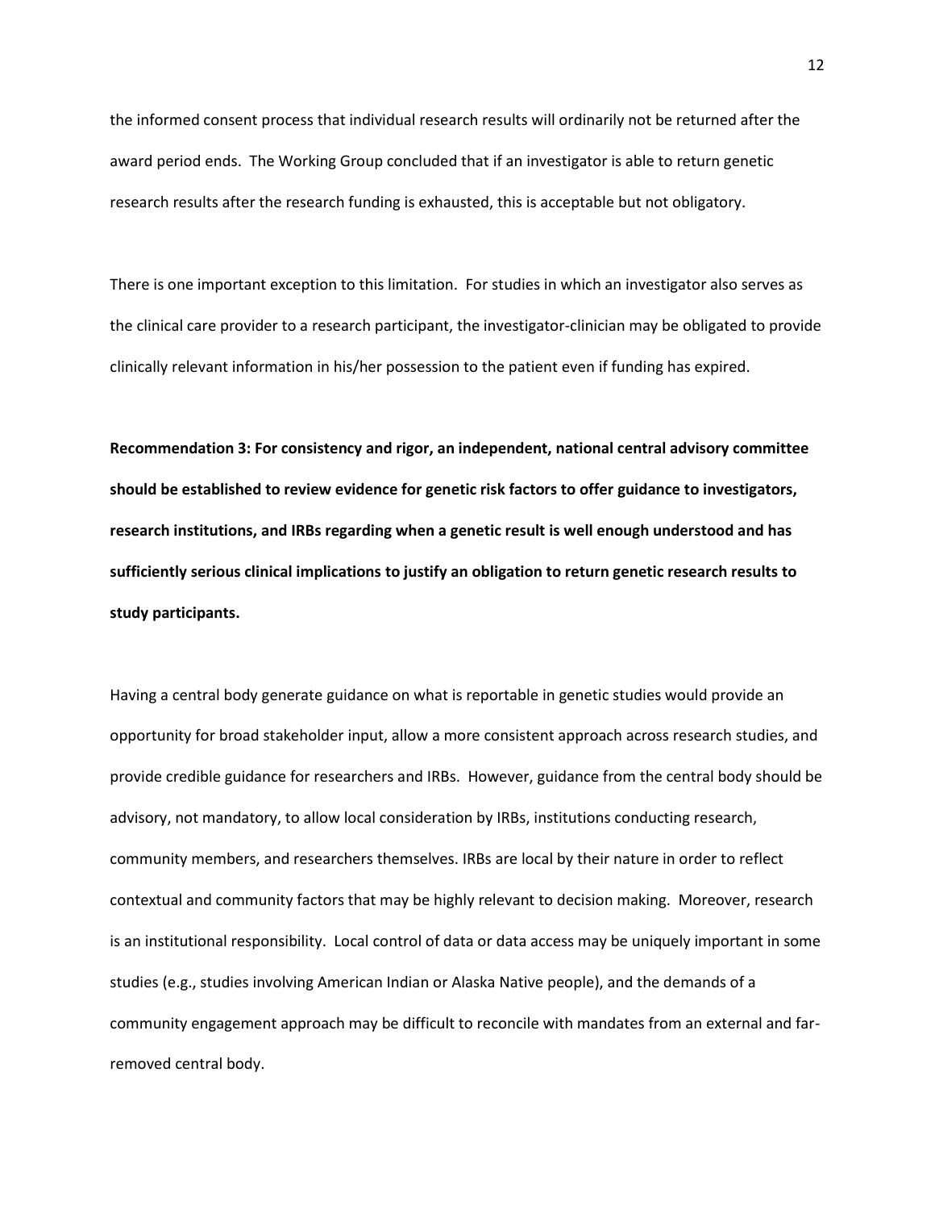the informed consent process that individual research results will ordinarily not be returned after the award period ends. The Working Group concluded that if an investigator is able to return genetic research results after the research funding is exhausted, this is acceptable but not obligatory.

There is one important exception to this limitation. For studies in which an investigator also serves as the clinical care provider to a research participant, the investigator-clinician may be obligated to provide clinically relevant information in his/her possession to the patient even if funding has expired.

**Recommendation 3: For consistency and rigor, an independent, national central advisory committee should be established to review evidence for genetic risk factors to offer guidance to investigators, research institutions, and IRBs regarding when a genetic result is well enough understood and has sufficiently serious clinical implications to justify an obligation to return genetic research results to study participants.**

Having a central body generate guidance on what is reportable in genetic studies would provide an opportunity for broad stakeholder input, allow a more consistent approach across research studies, and provide credible guidance for researchers and IRBs. However, guidance from the central body should be advisory, not mandatory, to allow local consideration by IRBs, institutions conducting research, community members, and researchers themselves. IRBs are local by their nature in order to reflect contextual and community factors that may be highly relevant to decision making. Moreover, research is an institutional responsibility. Local control of data or data access may be uniquely important in some studies (e.g., studies involving American Indian or Alaska Native people), and the demands of a community engagement approach may be difficult to reconcile with mandates from an external and far-removed central body.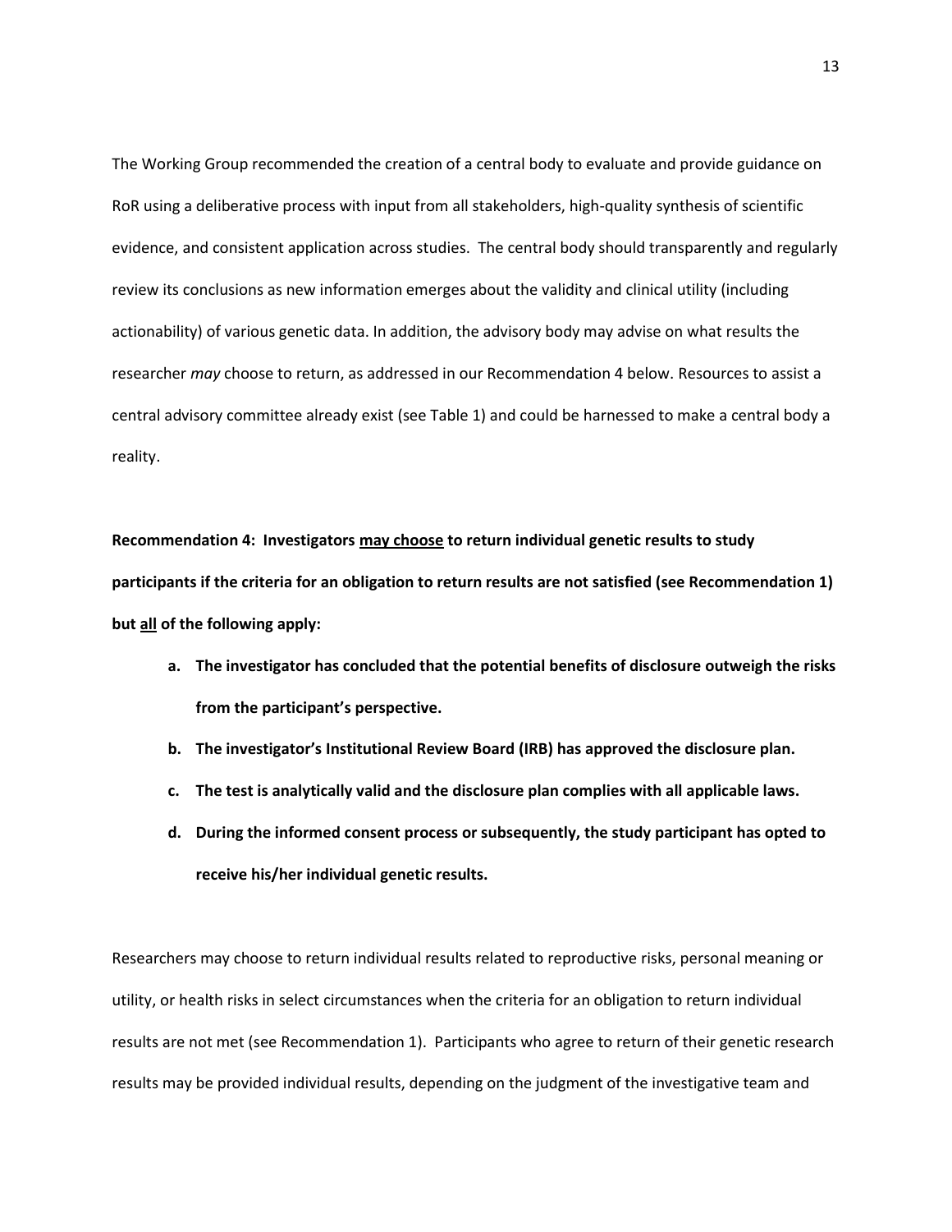The Working Group recommended the creation of a central body to evaluate and provide guidance on RoR using a deliberative process with input from all stakeholders, high-quality synthesis of scientific evidence, and consistent application across studies. The central body should transparently and regularly review its conclusions as new information emerges about the validity and clinical utility (including actionability) of various genetic data. In addition, the advisory body may advise on what results the researcher *may* choose to return, as addressed in our Recommendation 4 below. Resources to assist a central advisory committee already exist (see Table 1) and could be harnessed to make a central body a reality.

**Recommendation 4: Investigators <u>may choose</u> to return individual genetic results to study participants if the criteria for an obligation to return results are not satisfied (see Recommendation 1) but <u>all</u> of the following apply:**

- **a. The investigator has concluded that the potential benefits of disclosure outweigh the risks from the participant's perspective.**
- **b. The investigator's Institutional Review Board (IRB) has approved the disclosure plan.**
- **c. The test is analytically valid and the disclosure plan complies with all applicable laws.**
- **d. During the informed consent process or subsequently, the study participant has opted to receive his/her individual genetic results.**

Researchers may choose to return individual results related to reproductive risks, personal meaning or utility, or health risks in select circumstances when the criteria for an obligation to return individual results are not met (see Recommendation 1). Participants who agree to return of their genetic research results may be provided individual results, depending on the judgment of the investigative team and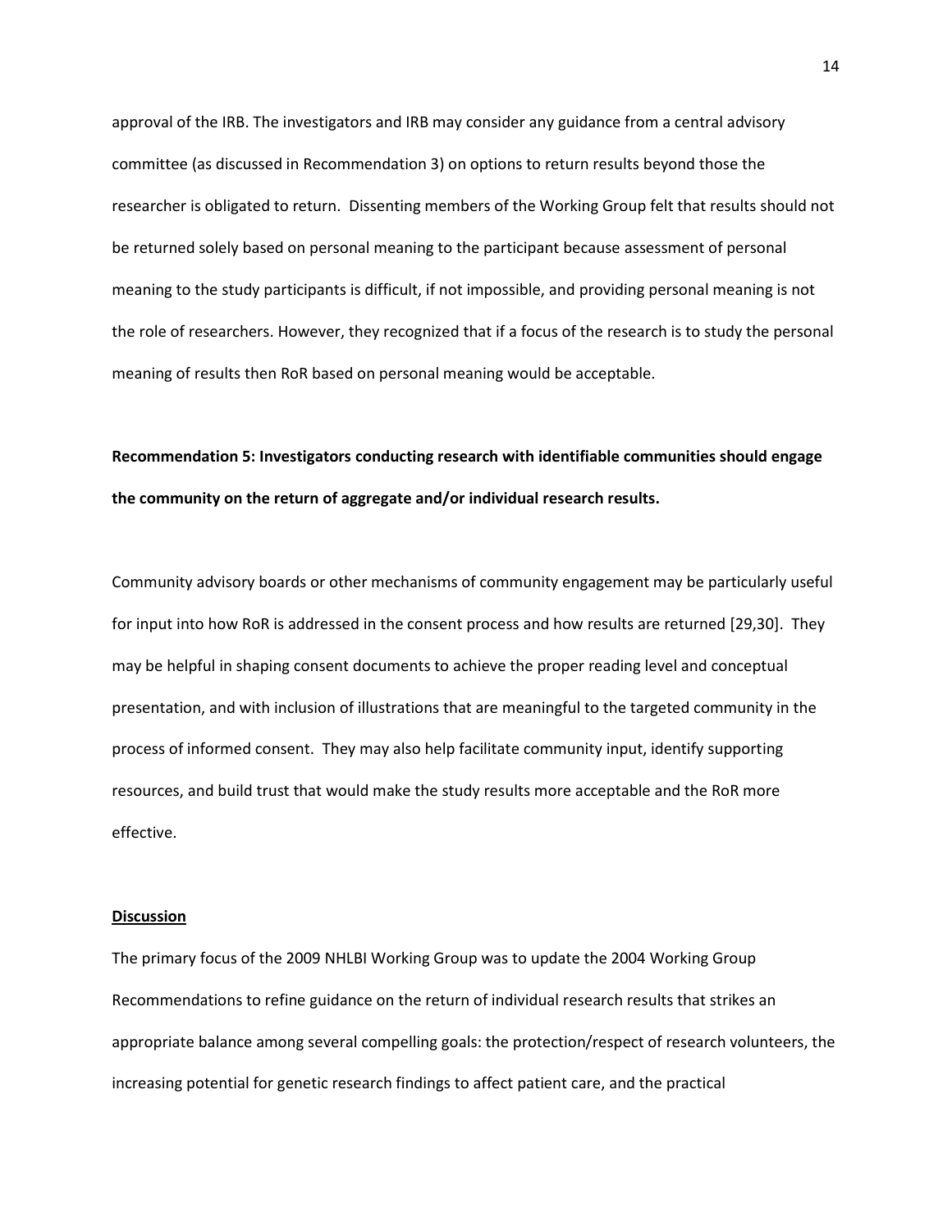approval of the IRB. The investigators and IRB may consider any guidance from a central advisory committee (as discussed in Recommendation 3) on options to return results beyond those the researcher is obligated to return. Dissenting members of the Working Group felt that results should not be returned solely based on personal meaning to the participant because assessment of personal meaning to the study participants is difficult, if not impossible, and providing personal meaning is not the role of researchers. However, they recognized that if a focus of the research is to study the personal meaning of results then RoR based on personal meaning would be acceptable.

**Recommendation 5: Investigators conducting research with identifiable communities should engage the community on the return of aggregate and/or individual research results.**

Community advisory boards or other mechanisms of community engagement may be particularly useful for input into how RoR is addressed in the consent process and how results are returned [29,30]. They may be helpful in shaping consent documents to achieve the proper reading level and conceptual presentation, and with inclusion of illustrations that are meaningful to the targeted community in the process of informed consent. They may also help facilitate community input, identify supporting resources, and build trust that would make the study results more acceptable and the RoR more effective.

## Discussion

The primary focus of the 2009 NHLBI Working Group was to update the 2004 Working Group Recommendations to refine guidance on the return of individual research results that strikes an appropriate balance among several compelling goals: the protection/respect of research volunteers, the increasing potential for genetic research findings to affect patient care, and the practical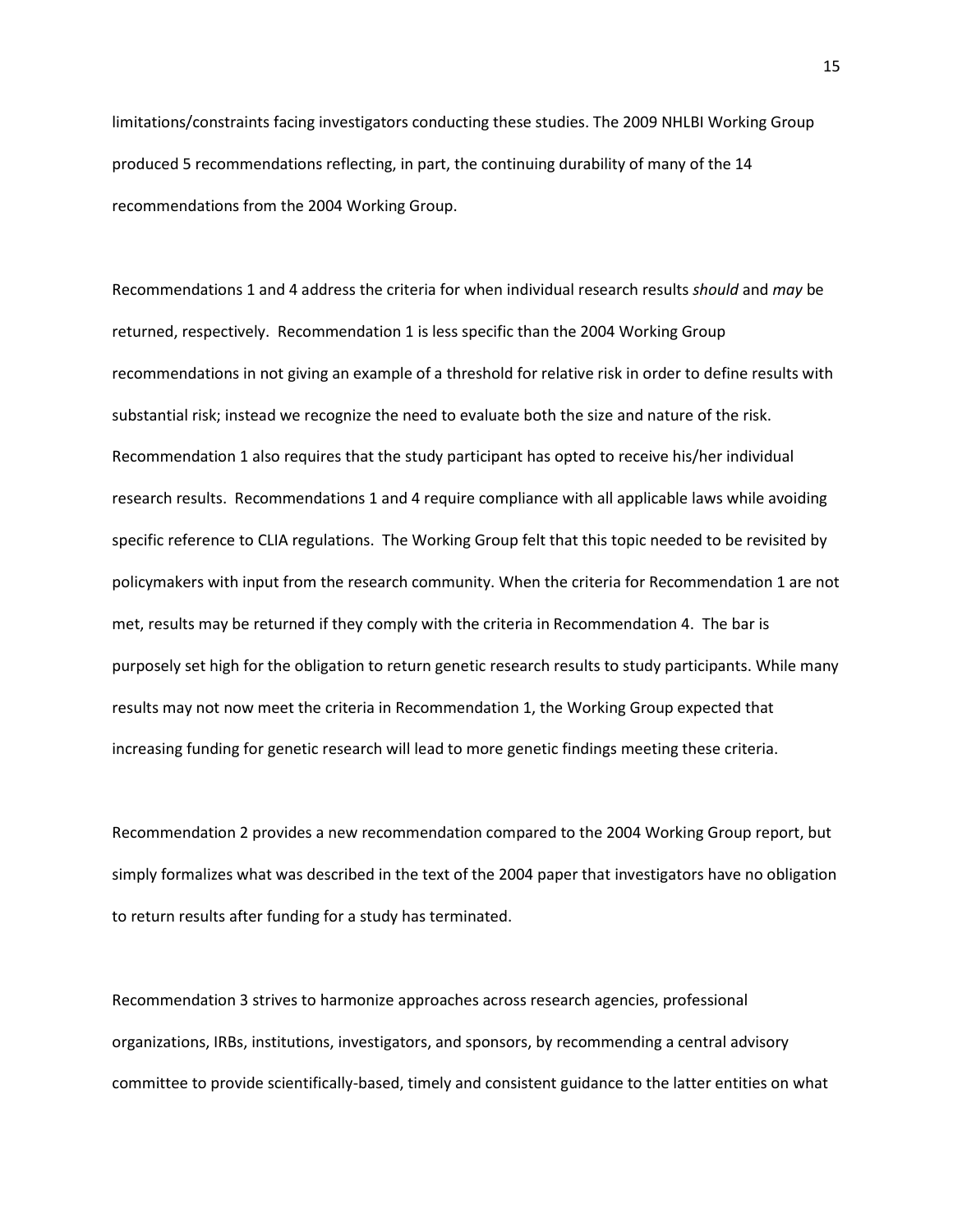limitations/constraints facing investigators conducting these studies. The 2009 NHLBI Working Group produced 5 recommendations reflecting, in part, the continuing durability of many of the 14 recommendations from the 2004 Working Group.

Recommendations 1 and 4 address the criteria for when individual research results *should* and *may* be returned, respectively. Recommendation 1 is less specific than the 2004 Working Group recommendations in not giving an example of a threshold for relative risk in order to define results with substantial risk; instead we recognize the need to evaluate both the size and nature of the risk. Recommendation 1 also requires that the study participant has opted to receive his/her individual research results. Recommendations 1 and 4 require compliance with all applicable laws while avoiding specific reference to CLIA regulations. The Working Group felt that this topic needed to be revisited by policymakers with input from the research community. When the criteria for Recommendation 1 are not met, results may be returned if they comply with the criteria in Recommendation 4. The bar is purposely set high for the obligation to return genetic research results to study participants. While many results may not now meet the criteria in Recommendation 1, the Working Group expected that increasing funding for genetic research will lead to more genetic findings meeting these criteria.

Recommendation 2 provides a new recommendation compared to the 2004 Working Group report, but simply formalizes what was described in the text of the 2004 paper that investigators have no obligation to return results after funding for a study has terminated.

Recommendation 3 strives to harmonize approaches across research agencies, professional organizations, IRBs, institutions, investigators, and sponsors, by recommending a central advisory committee to provide scientifically-based, timely and consistent guidance to the latter entities on what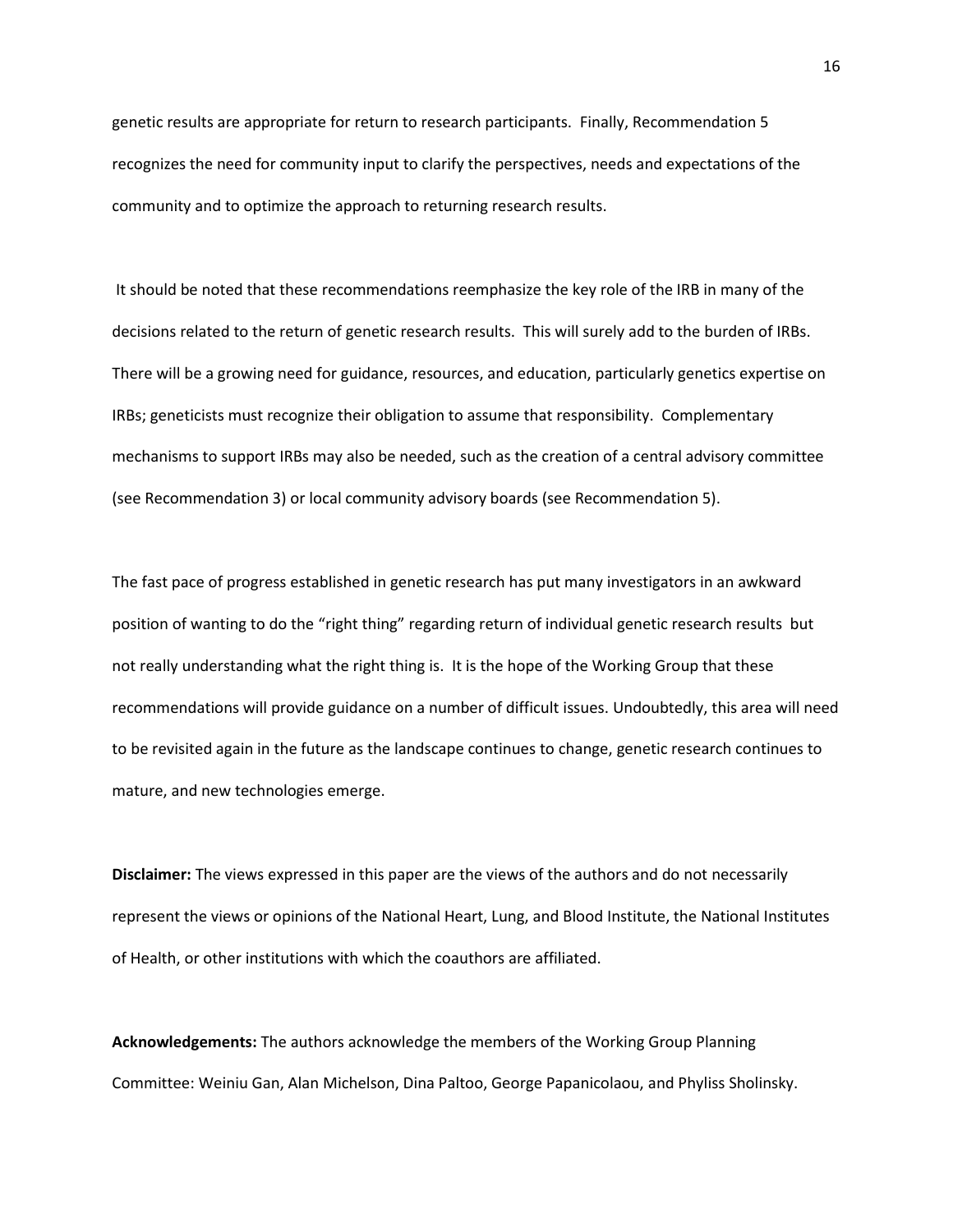genetic results are appropriate for return to research participants. Finally, Recommendation 5 recognizes the need for community input to clarify the perspectives, needs and expectations of the community and to optimize the approach to returning research results.

It should be noted that these recommendations reemphasize the key role of the IRB in many of the decisions related to the return of genetic research results. This will surely add to the burden of IRBs. There will be a growing need for guidance, resources, and education, particularly genetics expertise on IRBs; geneticists must recognize their obligation to assume that responsibility. Complementary mechanisms to support IRBs may also be needed, such as the creation of a central advisory committee (see Recommendation 3) or local community advisory boards (see Recommendation 5).

The fast pace of progress established in genetic research has put many investigators in an awkward position of wanting to do the "right thing" regarding return of individual genetic research results but not really understanding what the right thing is. It is the hope of the Working Group that these recommendations will provide guidance on a number of difficult issues. Undoubtedly, this area will need to be revisited again in the future as the landscape continues to change, genetic research continues to mature, and new technologies emerge.

**Disclaimer:** The views expressed in this paper are the views of the authors and do not necessarily represent the views or opinions of the National Heart, Lung, and Blood Institute, the National Institutes of Health, or other institutions with which the coauthors are affiliated.

**Acknowledgements:** The authors acknowledge the members of the Working Group Planning Committee: Weiniu Gan, Alan Michelson, Dina Paltoo, George Papanicolaou, and Phyliss Sholinsky.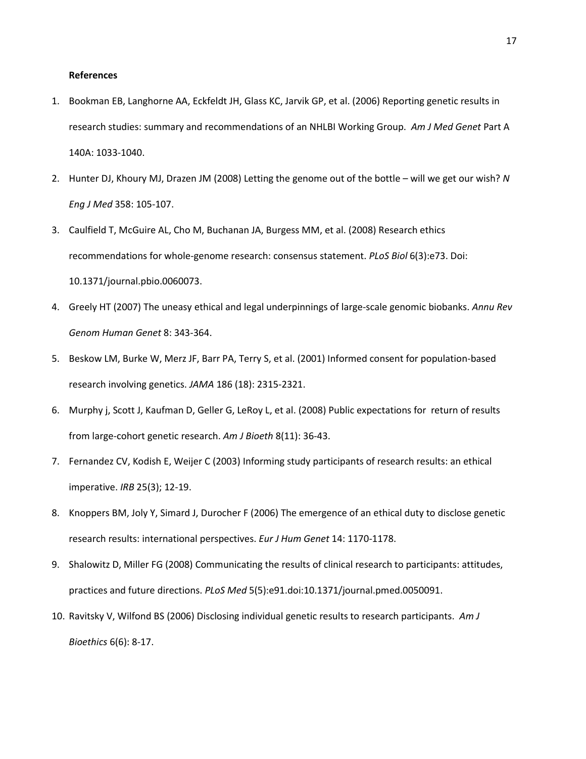**References**

1. Bookman EB, Langhorne AA, Eckfeldt JH, Glass KC, Jarvik GP, et al. (2006) Reporting genetic results in research studies: summary and recommendations of an NHLBI Working Group. *Am J Med Genet* Part A 140A: 1033-1040.
2. Hunter DJ, Khoury MJ, Drazen JM (2008) Letting the genome out of the bottle – will we get our wish? *N Eng J Med* 358: 105-107.
3. Caulfield T, McGuire AL, Cho M, Buchanan JA, Burgess MM, et al. (2008) Research ethics recommendations for whole-genome research: consensus statement. *PLoS Biol* 6(3):e73. Doi: 10.1371/journal.pbio.0060073.
4. Greely HT (2007) The uneasy ethical and legal underpinnings of large-scale genomic biobanks. *Annu Rev Genom Human Genet* 8: 343-364.
5. Beskow LM, Burke W, Merz JF, Barr PA, Terry S, et al. (2001) Informed consent for population-based research involving genetics. *JAMA* 186 (18): 2315-2321.
6. Murphy j, Scott J, Kaufman D, Geller G, LeRoy L, et al. (2008) Public expectations for return of results from large-cohort genetic research. *Am J Bioeth* 8(11): 36-43.
7. Fernandez CV, Kodish E, Weijer C (2003) Informing study participants of research results: an ethical imperative. *IRB* 25(3); 12-19.
8. Knoppers BM, Joly Y, Simard J, Durocher F (2006) The emergence of an ethical duty to disclose genetic research results: international perspectives. *Eur J Hum Genet* 14: 1170-1178.
9. Shalowitz D, Miller FG (2008) Communicating the results of clinical research to participants: attitudes, practices and future directions. *PLoS Med* 5(5):e91.doi:10.1371/journal.pmed.0050091.
10. Ravitsky V, Wilfond BS (2006) Disclosing individual genetic results to research participants. *Am J Bioethics* 6(6): 8-17.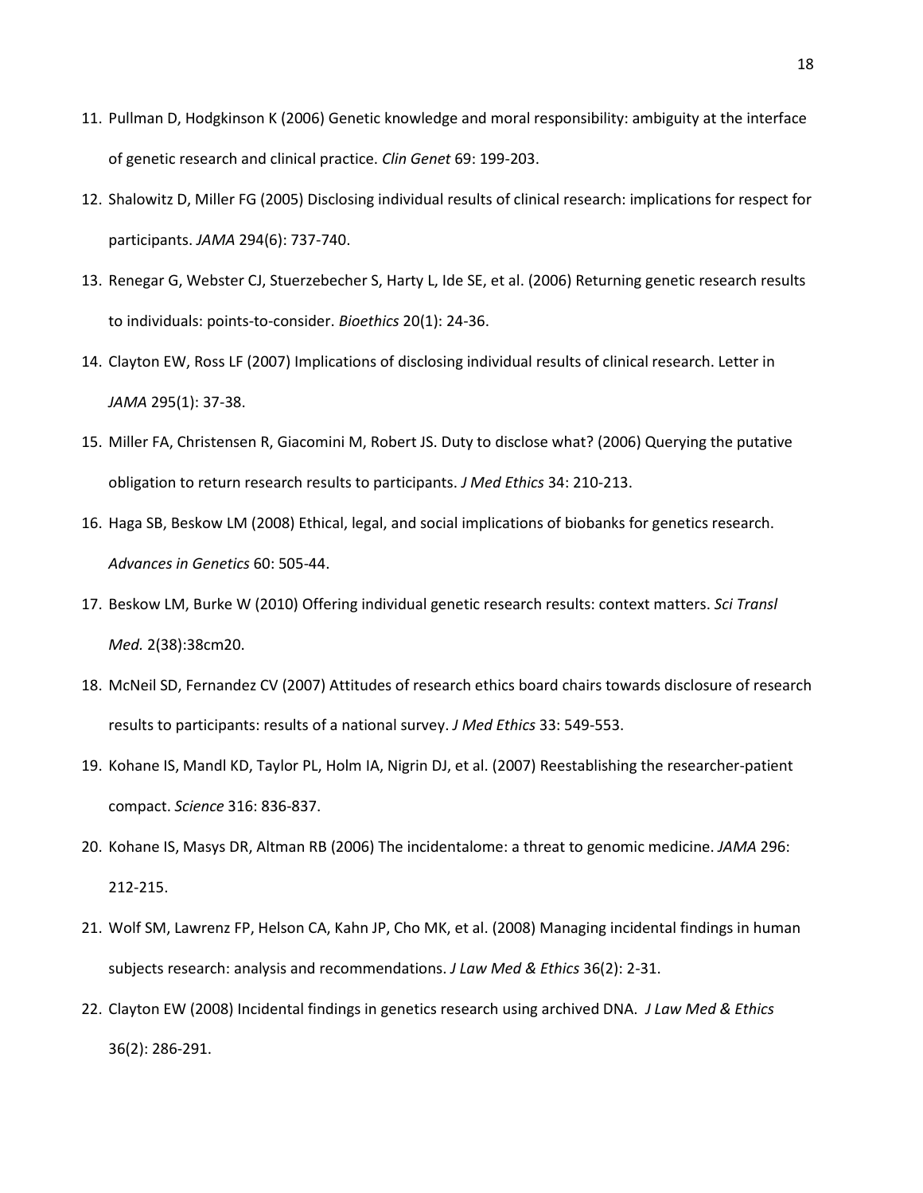11. Pullman D, Hodgkinson K (2006) Genetic knowledge and moral responsibility: ambiguity at the interface of genetic research and clinical practice. *Clin Genet* 69: 199-203.
12. Shalowitz D, Miller FG (2005) Disclosing individual results of clinical research: implications for respect for participants. *JAMA* 294(6): 737-740.
13. Renegar G, Webster CJ, Stuerzebecher S, Harty L, Ide SE, et al. (2006) Returning genetic research results to individuals: points-to-consider. *Bioethics* 20(1): 24-36.
14. Clayton EW, Ross LF (2007) Implications of disclosing individual results of clinical research. Letter in *JAMA* 295(1): 37-38.
15. Miller FA, Christensen R, Giacomini M, Robert JS. Duty to disclose what? (2006) Querying the putative obligation to return research results to participants. *J Med Ethics* 34: 210-213.
16. Haga SB, Beskow LM (2008) Ethical, legal, and social implications of biobanks for genetics research. *Advances in Genetics* 60: 505-44.
17. Beskow LM, Burke W (2010) Offering individual genetic research results: context matters. *Sci Transl Med.* 2(38):38cm20.
18. McNeil SD, Fernandez CV (2007) Attitudes of research ethics board chairs towards disclosure of research results to participants: results of a national survey. *J Med Ethics* 33: 549-553.
19. Kohane IS, Mandl KD, Taylor PL, Holm IA, Nigrin DJ, et al. (2007) Reestablishing the researcher-patient compact. *Science* 316: 836-837.
20. Kohane IS, Masys DR, Altman RB (2006) The incidentalome: a threat to genomic medicine. *JAMA* 296: 212-215.
21. Wolf SM, Lawrenz FP, Helson CA, Kahn JP, Cho MK, et al. (2008) Managing incidental findings in human subjects research: analysis and recommendations. *J Law Med & Ethics* 36(2): 2-31.
22. Clayton EW (2008) Incidental findings in genetics research using archived DNA. *J Law Med & Ethics* 36(2): 286-291.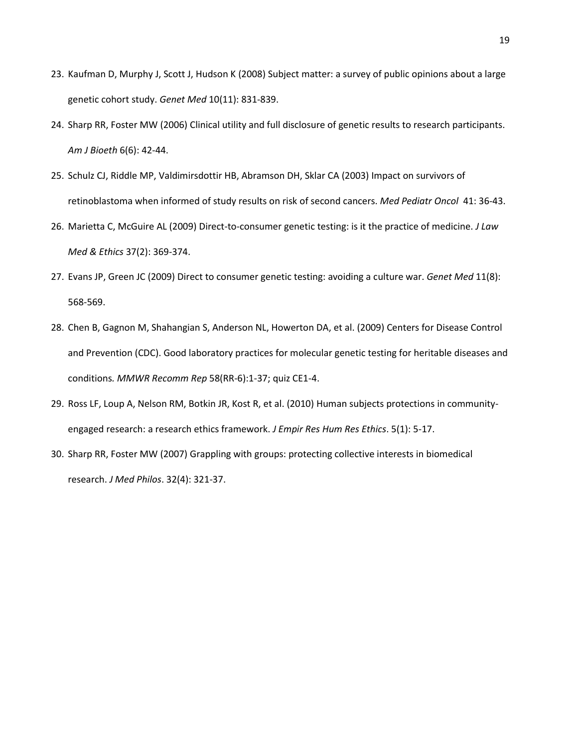23. Kaufman D, Murphy J, Scott J, Hudson K (2008) Subject matter: a survey of public opinions about a large genetic cohort study. *Genet Med* 10(11): 831-839.
24. Sharp RR, Foster MW (2006) Clinical utility and full disclosure of genetic results to research participants. *Am J Bioeth* 6(6): 42-44.
25. Schulz CJ, Riddle MP, Valdimirsdottir HB, Abramson DH, Sklar CA (2003) Impact on survivors of retinoblastoma when informed of study results on risk of second cancers. *Med Pediatr Oncol* 41: 36-43.
26. Marietta C, McGuire AL (2009) Direct-to-consumer genetic testing: is it the practice of medicine. *J Law Med & Ethics* 37(2): 369-374.
27. Evans JP, Green JC (2009) Direct to consumer genetic testing: avoiding a culture war. *Genet Med* 11(8): 568-569.
28. Chen B, Gagnon M, Shahangian S, Anderson NL, Howerton DA, et al. (2009) Centers for Disease Control and Prevention (CDC). Good laboratory practices for molecular genetic testing for heritable diseases and conditions*. MMWR Recomm Rep* 58(RR-6):1-37; quiz CE1-4.
29. Ross LF, Loup A, Nelson RM, Botkin JR, Kost R, et al. (2010) Human subjects protections in community-engaged research: a research ethics framework. *J Empir Res Hum Res Ethics*. 5(1): 5-17.
30. Sharp RR, Foster MW (2007) Grappling with groups: protecting collective interests in biomedical research. *J Med Philos*. 32(4): 321-37.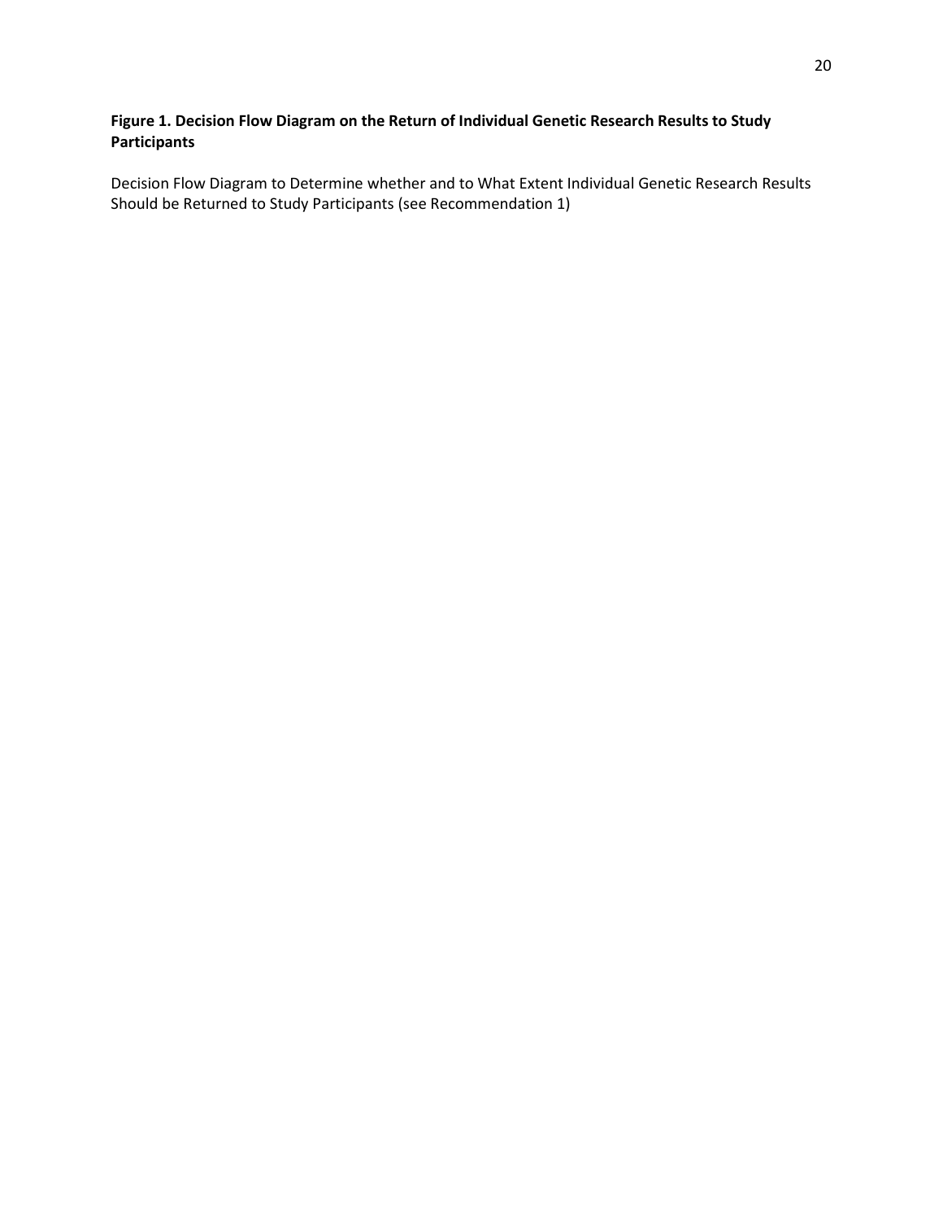**Figure 1. Decision Flow Diagram on the Return of Individual Genetic Research Results to Study Participants**

Decision Flow Diagram to Determine whether and to What Extent Individual Genetic Research Results Should be Returned to Study Participants (see Recommendation 1)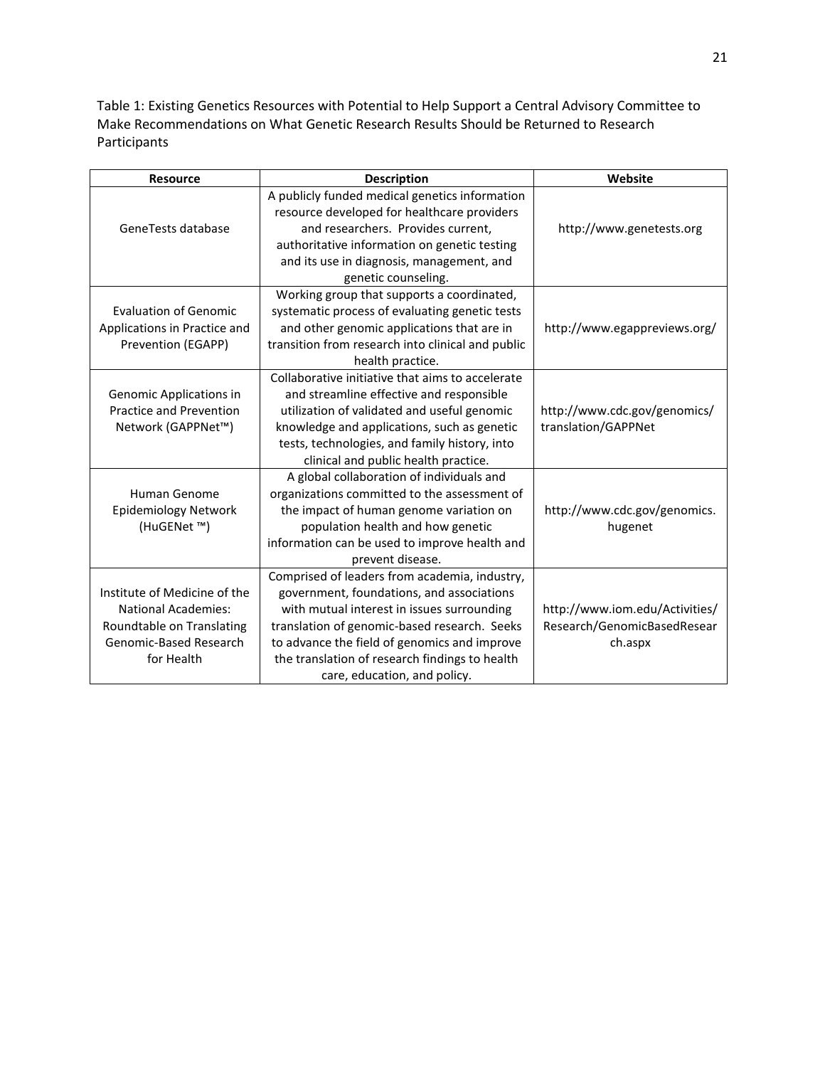Table 1: Existing Genetics Resources with Potential to Help Support a Central Advisory Committee to Make Recommendations on What Genetic Research Results Should be Returned to Research Participants

| Resource | Description | Website |
|---|---|---|
| GeneTests database | A publicly funded medical genetics information resource developed for healthcare providers and researchers. Provides current, authoritative information on genetic testing and its use in diagnosis, management, and genetic counseling. | http://www.genetests.org |
| Evaluation of Genomic Applications in Practice and Prevention (EGAPP) | Working group that supports a coordinated, systematic process of evaluating genetic tests and other genomic applications that are in transition from research into clinical and public health practice. | http://www.egappreviews.org/ |
| Genomic Applications in Practice and Prevention Network (GAPPNet™) | Collaborative initiative that aims to accelerate and streamline effective and responsible utilization of validated and useful genomic knowledge and applications, such as genetic tests, technologies, and family history, into clinical and public health practice. | http://www.cdc.gov/genomics/translation/GAPPNet |
| Human Genome Epidemiology Network (HuGENet ™) | A global collaboration of individuals and organizations committed to the assessment of the impact of human genome variation on population health and how genetic information can be used to improve health and prevent disease. | http://www.cdc.gov/genomics.hugenet |
| Institute of Medicine of the National Academies: Roundtable on Translating Genomic-Based Research for Health | Comprised of leaders from academia, industry, government, foundations, and associations with mutual interest in issues surrounding translation of genomic-based research. Seeks to advance the field of genomics and improve the translation of research findings to health care, education, and policy. | http://www.iom.edu/Activities/Research/GenomicBasedResearch.aspx |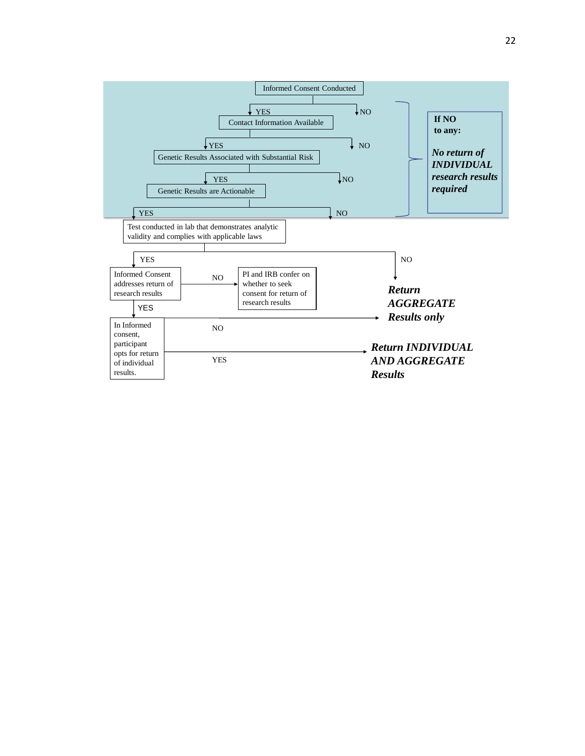Informed Consent Conducted

YES NO

Contact Information Available

YES NO

Genetic Results Associated with Substantial Risk

YES NO

Genetic Results are Actionable

YES NO

**If NO to any:**

***No return of INDIVIDUAL research results required***

Test conducted in lab that demonstrates analytic validity and complies with applicable laws

YES NO

Informed Consent addresses return of research results

NO

PI and IRB confer on whether to seek consent for return of research results

YES

***Return AGGREGATE Results only***

In Informed consent, participant opts for return of individual results.

NO

YES

***Return INDIVIDUAL AND AGGREGATE Results***